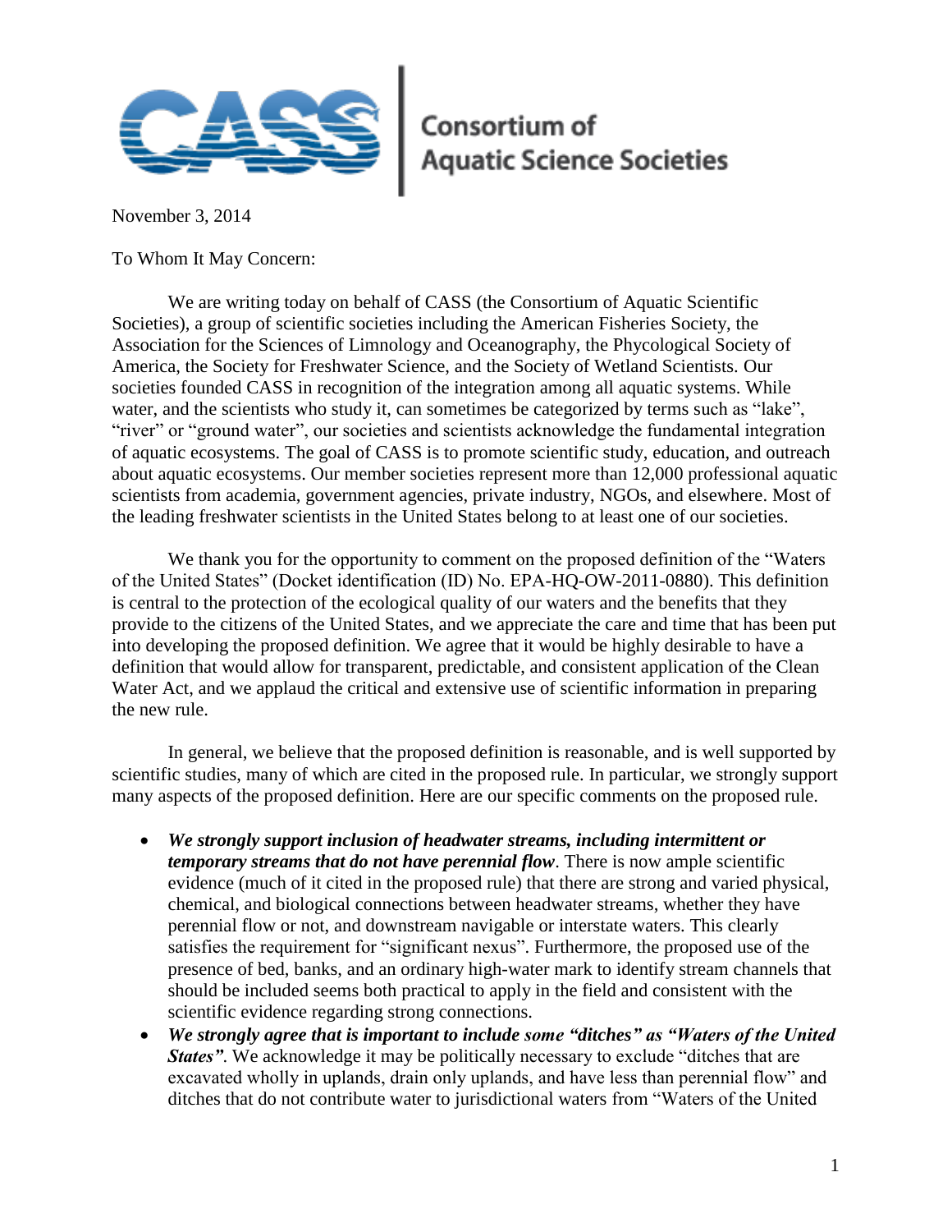**Consortium of Aquatic Science Societies**

November 3, 2014

To Whom It May Concern:

We are writing today on behalf of CASS (the Consortium of Aquatic Scientific Societies), a group of scientific societies including the American Fisheries Society, the Association for the Sciences of Limnology and Oceanography, the Phycological Society of America, the Society for Freshwater Science, and the Society of Wetland Scientists. Our societies founded CASS in recognition of the integration among all aquatic systems. While water, and the scientists who study it, can sometimes be categorized by terms such as "lake", "river" or "ground water", our societies and scientists acknowledge the fundamental integration of aquatic ecosystems. The goal of CASS is to promote scientific study, education, and outreach about aquatic ecosystems. Our member societies represent more than 12,000 professional aquatic scientists from academia, government agencies, private industry, NGOs, and elsewhere. Most of the leading freshwater scientists in the United States belong to at least one of our societies.

We thank you for the opportunity to comment on the proposed definition of the "Waters of the United States" (Docket identification (ID) No. EPA-HQ-OW-2011-0880). This definition is central to the protection of the ecological quality of our waters and the benefits that they provide to the citizens of the United States, and we appreciate the care and time that has been put into developing the proposed definition. We agree that it would be highly desirable to have a definition that would allow for transparent, predictable, and consistent application of the Clean Water Act, and we applaud the critical and extensive use of scientific information in preparing the new rule.

In general, we believe that the proposed definition is reasonable, and is well supported by scientific studies, many of which are cited in the proposed rule. In particular, we strongly support many aspects of the proposed definition. Here are our specific comments on the proposed rule.

- ***We strongly support inclusion of headwater streams, including intermittent or temporary streams that do not have perennial flow***. There is now ample scientific evidence (much of it cited in the proposed rule) that there are strong and varied physical, chemical, and biological connections between headwater streams, whether they have perennial flow or not, and downstream navigable or interstate waters. This clearly satisfies the requirement for "significant nexus". Furthermore, the proposed use of the presence of bed, banks, and an ordinary high-water mark to identify stream channels that should be included seems both practical to apply in the field and consistent with the scientific evidence regarding strong connections.
- ***We strongly agree that is important to include some "ditches" as "Waters of the United States"***. We acknowledge it may be politically necessary to exclude "ditches that are excavated wholly in uplands, drain only uplands, and have less than perennial flow" and ditches that do not contribute water to jurisdictional waters from "Waters of the United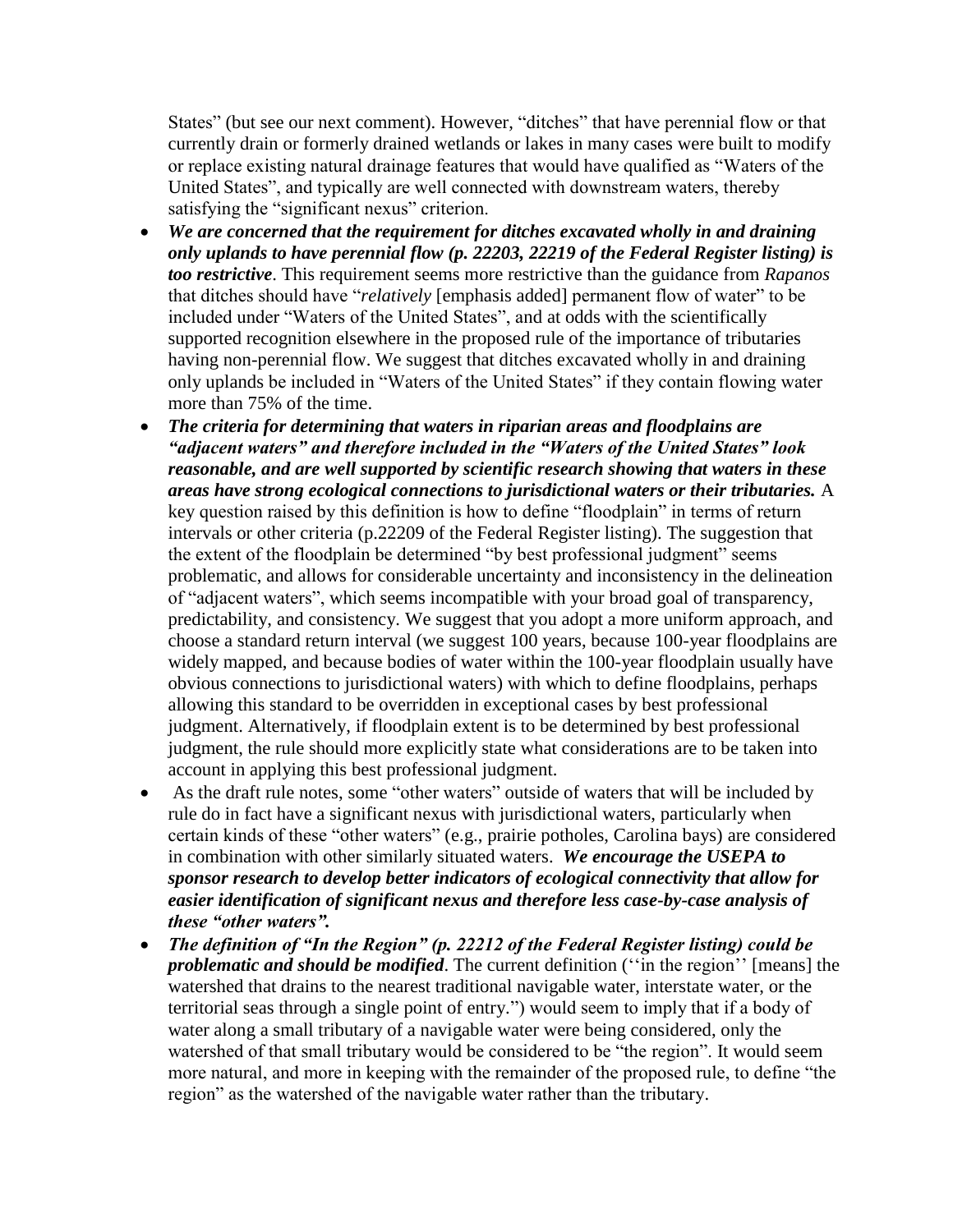States" (but see our next comment). However, "ditches" that have perennial flow or that currently drain or formerly drained wetlands or lakes in many cases were built to modify or replace existing natural drainage features that would have qualified as "Waters of the United States", and typically are well connected with downstream waters, thereby satisfying the "significant nexus" criterion.

- ***We are concerned that the requirement for ditches excavated wholly in and draining only uplands to have perennial flow (p. 22203, 22219 of the Federal Register listing) is too restrictive***. This requirement seems more restrictive than the guidance from *Rapanos* that ditches should have "*relatively* [emphasis added] permanent flow of water" to be included under "Waters of the United States", and at odds with the scientifically supported recognition elsewhere in the proposed rule of the importance of tributaries having non-perennial flow. We suggest that ditches excavated wholly in and draining only uplands be included in "Waters of the United States" if they contain flowing water more than 75% of the time.
- ***The criteria for determining that waters in riparian areas and floodplains are "adjacent waters" and therefore included in the "Waters of the United States" look reasonable, and are well supported by scientific research showing that waters in these areas have strong ecological connections to jurisdictional waters or their tributaries.*** A key question raised by this definition is how to define "floodplain" in terms of return intervals or other criteria (p.22209 of the Federal Register listing). The suggestion that the extent of the floodplain be determined "by best professional judgment" seems problematic, and allows for considerable uncertainty and inconsistency in the delineation of "adjacent waters", which seems incompatible with your broad goal of transparency, predictability, and consistency. We suggest that you adopt a more uniform approach, and choose a standard return interval (we suggest 100 years, because 100-year floodplains are widely mapped, and because bodies of water within the 100-year floodplain usually have obvious connections to jurisdictional waters) with which to define floodplains, perhaps allowing this standard to be overridden in exceptional cases by best professional judgment. Alternatively, if floodplain extent is to be determined by best professional judgment, the rule should more explicitly state what considerations are to be taken into account in applying this best professional judgment.
- As the draft rule notes, some "other waters" outside of waters that will be included by rule do in fact have a significant nexus with jurisdictional waters, particularly when certain kinds of these "other waters" (e.g., prairie potholes, Carolina bays) are considered in combination with other similarly situated waters. ***We encourage the USEPA to sponsor research to develop better indicators of ecological connectivity that allow for easier identification of significant nexus and therefore less case-by-case analysis of these "other waters".***
- ***The definition of "In the Region" (p. 22212 of the Federal Register listing) could be problematic and should be modified***. The current definition (''in the region'' [means] the watershed that drains to the nearest traditional navigable water, interstate water, or the territorial seas through a single point of entry.") would seem to imply that if a body of water along a small tributary of a navigable water were being considered, only the watershed of that small tributary would be considered to be "the region". It would seem more natural, and more in keeping with the remainder of the proposed rule, to define "the region" as the watershed of the navigable water rather than the tributary.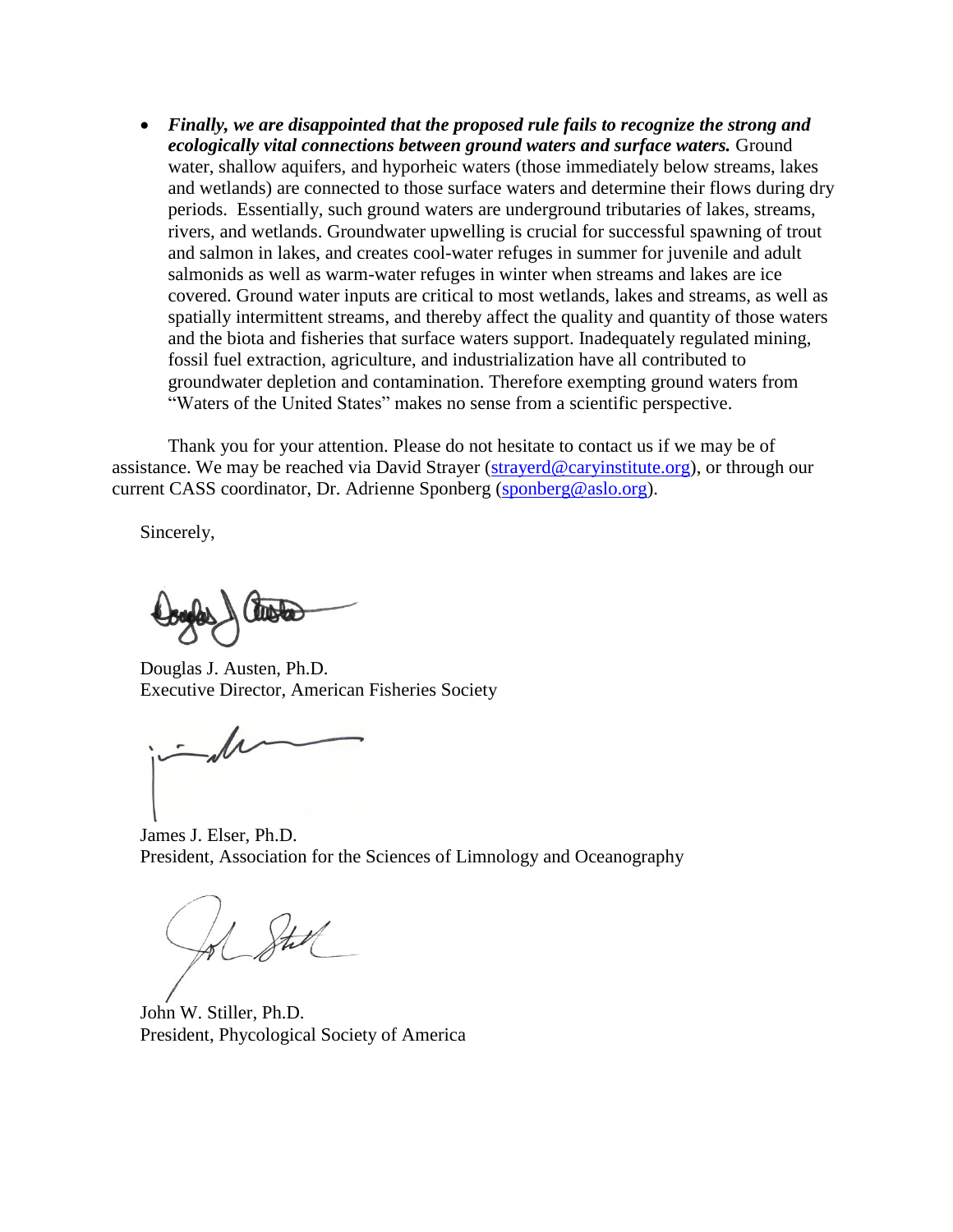- ***Finally, we are disappointed that the proposed rule fails to recognize the strong and ecologically vital connections between ground waters and surface waters.*** Ground water, shallow aquifers, and hyporheic waters (those immediately below streams, lakes and wetlands) are connected to those surface waters and determine their flows during dry periods. Essentially, such ground waters are underground tributaries of lakes, streams, rivers, and wetlands. Groundwater upwelling is crucial for successful spawning of trout and salmon in lakes, and creates cool-water refuges in summer for juvenile and adult salmonids as well as warm-water refuges in winter when streams and lakes are ice covered. Ground water inputs are critical to most wetlands, lakes and streams, as well as spatially intermittent streams, and thereby affect the quality and quantity of those waters and the biota and fisheries that surface waters support. Inadequately regulated mining, fossil fuel extraction, agriculture, and industrialization have all contributed to groundwater depletion and contamination. Therefore exempting ground waters from "Waters of the United States" makes no sense from a scientific perspective.

Thank you for your attention. Please do not hesitate to contact us if we may be of assistance. We may be reached via David Strayer (strayerd@caryinstitute.org), or through our current CASS coordinator, Dr. Adrienne Sponberg (sponberg@aslo.org).

Sincerely,

Douglas J. Austen, Ph.D.
Executive Director, American Fisheries Society

James J. Elser, Ph.D.
President, Association for the Sciences of Limnology and Oceanography

John W. Stiller, Ph.D.
President, Phycological Society of America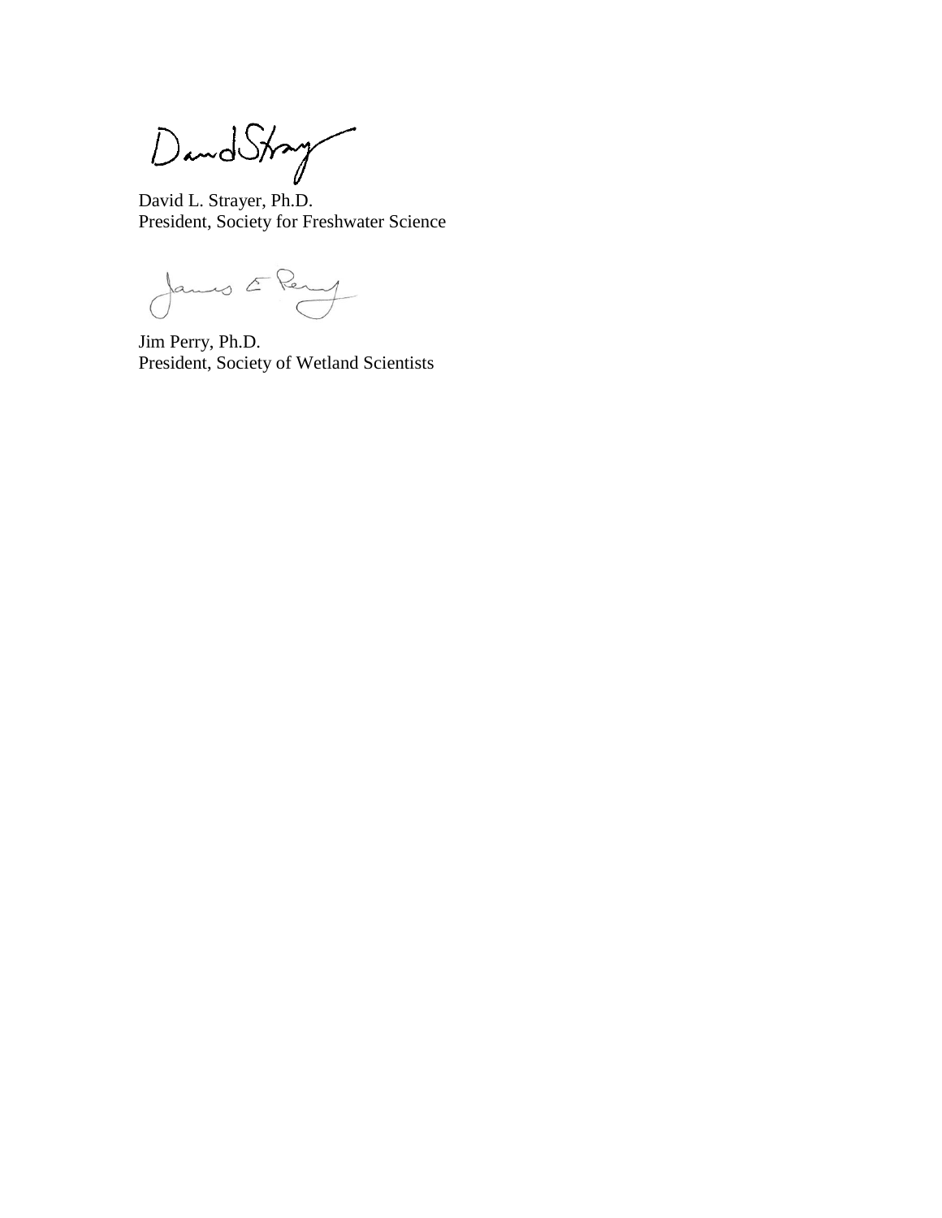David L. Strayer, Ph.D.
President, Society for Freshwater Science

Jim Perry, Ph.D.
President, Society of Wetland Scientists